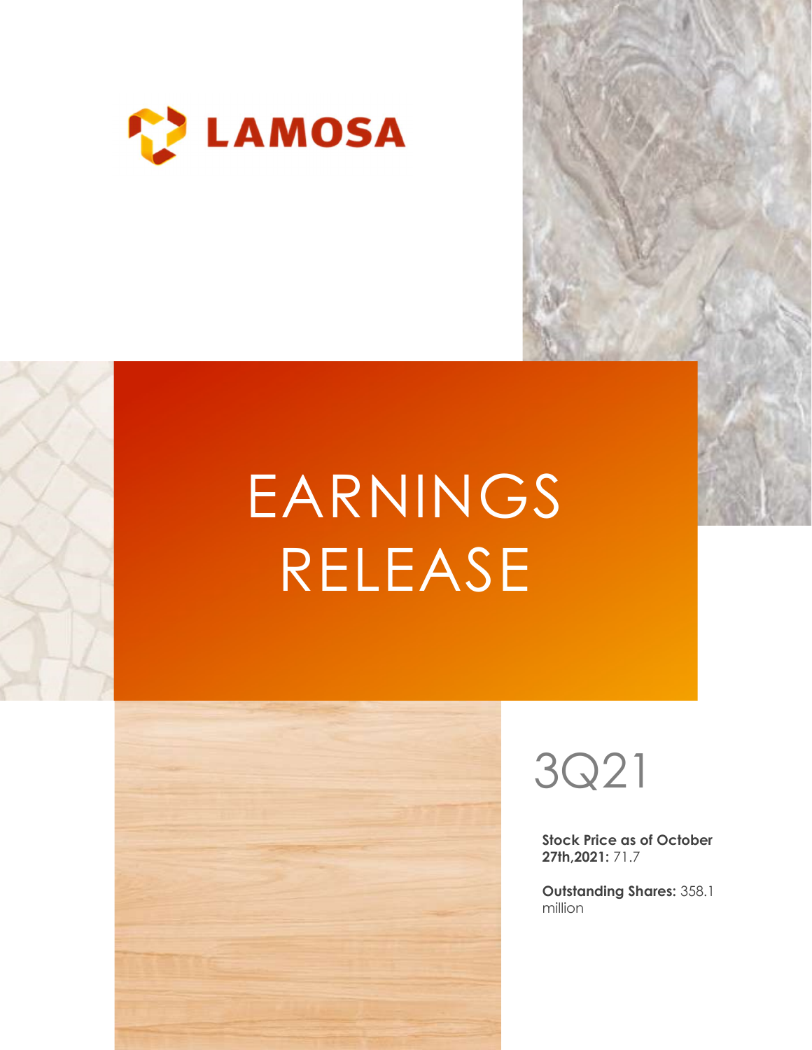LAMOSA

# EARNINGS RELEASE

## 3Q21

**Stock Price as of October 27th,2021:** 71.7

**Outstanding Shares:** 358.1 million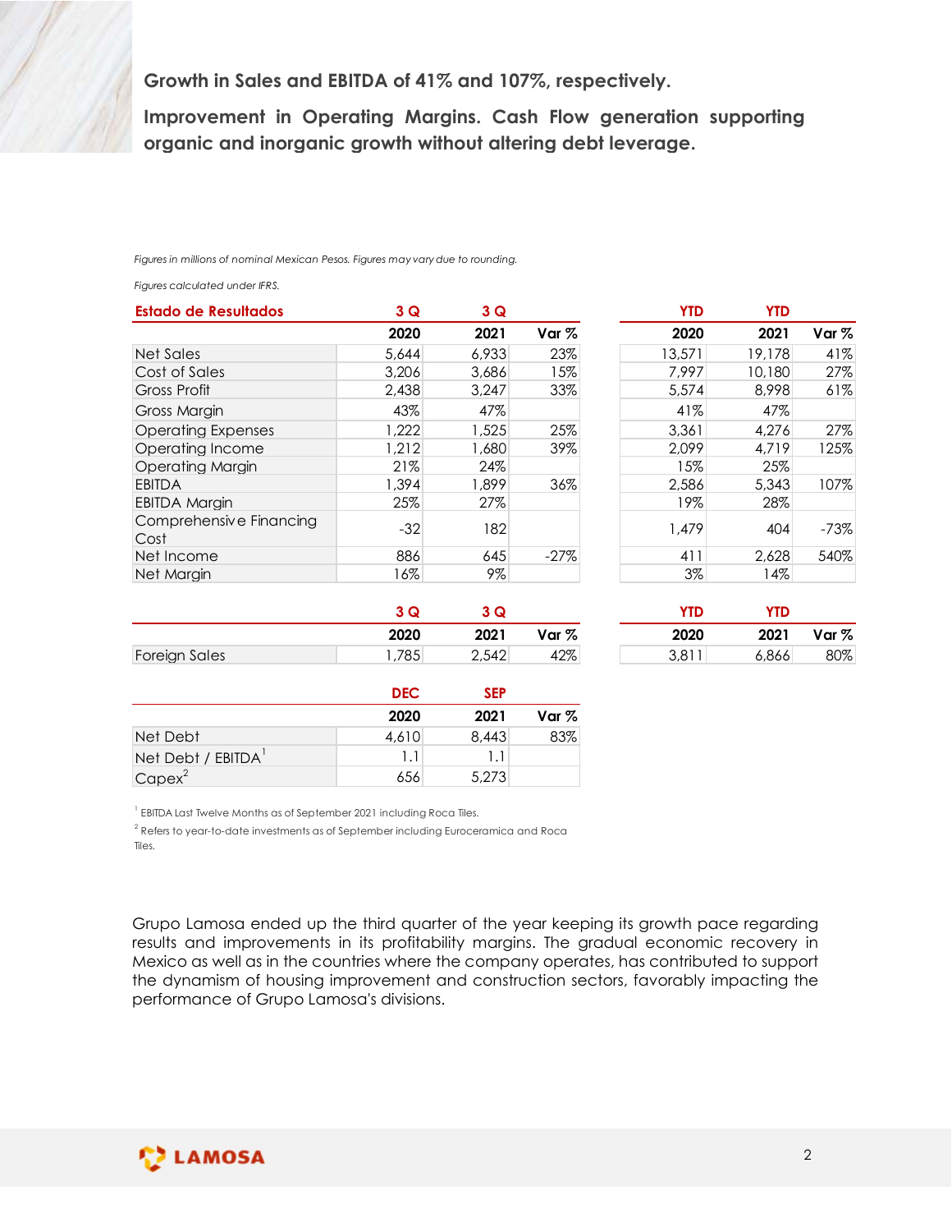**Growth in Sales and EBITDA of 41% and 107%, respectively.**

**Improvement in Operating Margins. Cash Flow generation supporting organic and inorganic growth without altering debt leverage.**

*Figures in millions of nominal Mexican Pesos. Figures may vary due to rounding.*

*Figures calculated under IFRS.*

| Estado de Resultados | 3 Q | 3 Q | | YTD | YTD | |
|---|---|---|---|---|---|---|
| | 2020 | 2021 | Var % | 2020 | 2021 | Var % |
| Net Sales | 5,644 | 6,933 | 23% | 13,571 | 19,178 | 41% |
| Cost of Sales | 3,206 | 3,686 | 15% | 7,997 | 10,180 | 27% |
| Gross Profit | 2,438 | 3,247 | 33% | 5,574 | 8,998 | 61% |
| Gross Margin | 43% | 47% | | 41% | 47% | |
| Operating Expenses | 1,222 | 1,525 | 25% | 3,361 | 4,276 | 27% |
| Operating Income | 1,212 | 1,680 | 39% | 2,099 | 4,719 | 125% |
| Operating Margin | 21% | 24% | | 15% | 25% | |
| EBITDA | 1,394 | 1,899 | 36% | 2,586 | 5,343 | 107% |
| EBITDA Margin | 25% | 27% | | 19% | 28% | |
| Comprehensive Financing Cost | -32 | 182 | | 1,479 | 404 | -73% |
| Net Income | 886 | 645 | -27% | 411 | 2,628 | 540% |
| Net Margin | 16% | 9% | | 3% | 14% | |

| | 3 Q | 3 Q | | YTD | YTD | |
|---|---|---|---|---|---|---|
| | 2020 | 2021 | Var % | 2020 | 2021 | Var % |
| Foreign Sales | 1,785 | 2,542 | 42% | 3,811 | 6,866 | 80% |

| | DEC | SEP | |
|---|---|---|---|
| | 2020 | 2021 | Var % |
| Net Debt | 4,610 | 8,443 | 83% |
| Net Debt / EBITDA[1] | 1.1 | 1.1 | |
| Capex[2] | 656 | 5,273 | |

[1] EBITDA Last Twelve Months as of September 2021 including Roca Tiles.

[2] Refers to year-to-date investments as of September including Euroceramica and Roca Tiles.

Grupo Lamosa ended up the third quarter of the year keeping its growth pace regarding results and improvements in its profitability margins. The gradual economic recovery in Mexico as well as in the countries where the company operates, has contributed to support the dynamism of housing improvement and construction sectors, favorably impacting the performance of Grupo Lamosa's divisions.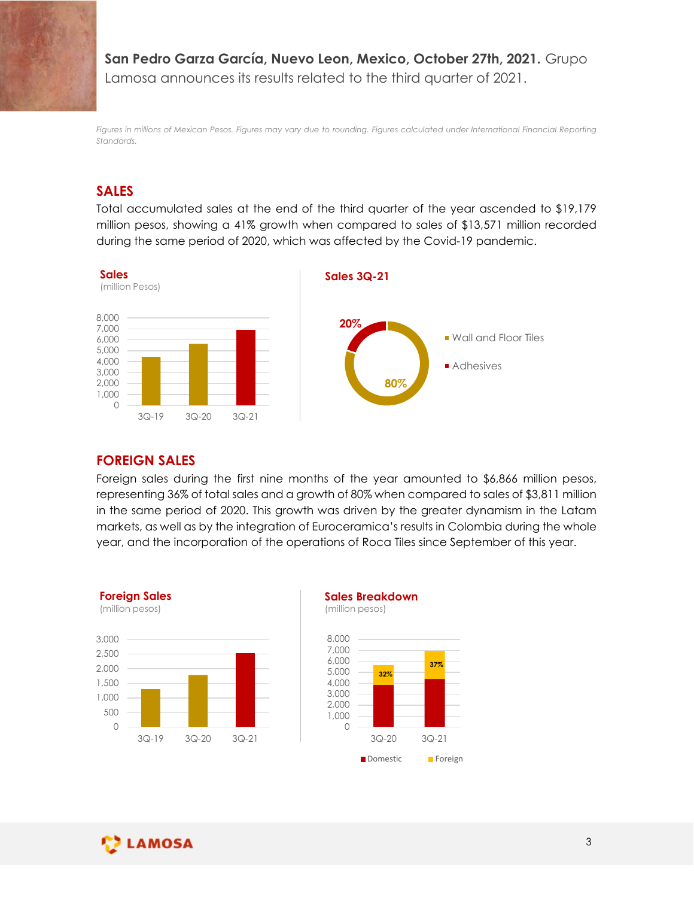**San Pedro Garza García, Nuevo Leon, Mexico, October 27th, 2021.** Grupo Lamosa announces its results related to the third quarter of 2021.

*Figures in millions of Mexican Pesos. Figures may vary due to rounding. Figures calculated under International Financial Reporting Standards.*

## SALES

Total accumulated sales at the end of the third quarter of the year ascended to $19,179 million pesos, showing a 41% growth when compared to sales of $13,571 million recorded during the same period of 2020, which was affected by the Covid-19 pandemic.

**Sales**
(million Pesos)

**Sales 3Q-21**

- Wall and Floor Tiles: 80%
- Adhesives: 20%

## FOREIGN SALES

Foreign sales during the first nine months of the year amounted to $6,866 million pesos, representing 36% of total sales and a growth of 80% when compared to sales of $3,811 million in the same period of 2020. This growth was driven by the greater dynamism in the Latam markets, as well as by the integration of Euroceramica's results in Colombia during the whole year, and the incorporation of the operations of Roca Tiles since September of this year.

**Foreign Sales**
(million pesos)

**Sales Breakdown**
(million pesos)

| | 3Q-20 | 3Q-21 |
|---|---|---|
| Foreign (% of sales) | 32% | 37% |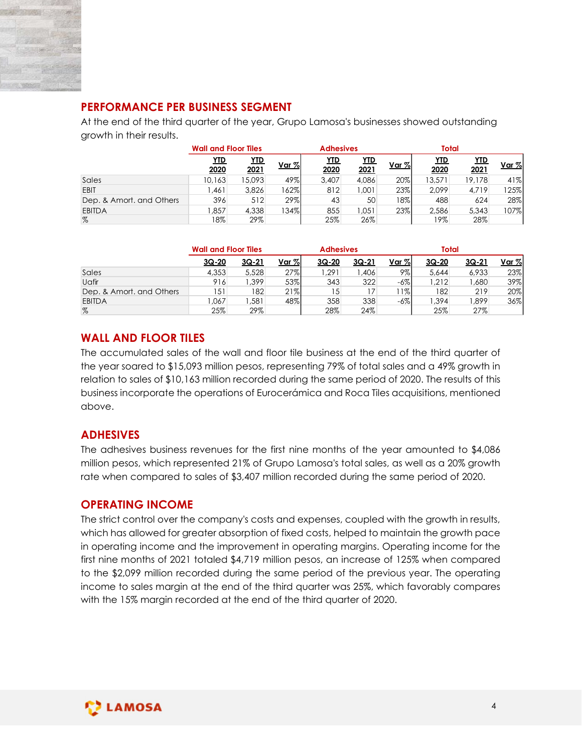## PERFORMANCE PER BUSINESS SEGMENT

At the end of the third quarter of the year, Grupo Lamosa's businesses showed outstanding growth in their results.

| | Wall and Floor Tiles | | | Adhesives | | | Total | | |
|---|---|---|---|---|---|---|---|---|---|
| | YTD 2020 | YTD 2021 | Var % | YTD 2020 | YTD 2021 | Var % | YTD 2020 | YTD 2021 | Var % |
| Sales | 10,163 | 15,093 | 49% | 3,407 | 4,086 | 20% | 13,571 | 19,178 | 41% |
| EBIT | 1,461 | 3,826 | 162% | 812 | 1,001 | 23% | 2,099 | 4,719 | 125% |
| Dep. & Amort. and Others | 396 | 512 | 29% | 43 | 50 | 18% | 488 | 624 | 28% |
| EBITDA | 1,857 | 4,338 | 134% | 855 | 1,051 | 23% | 2,586 | 5,343 | 107% |
| % | 18% | 29% | | 25% | 26% | | 19% | 28% | |

| | Wall and Floor Tiles | | | Adhesives | | | Total | | |
|---|---|---|---|---|---|---|---|---|---|
| | 3Q-20 | 3Q-21 | Var % | 3Q-20 | 3Q-21 | Var % | 3Q-20 | 3Q-21 | Var % |
| Sales | 4,353 | 5,528 | 27% | 1,291 | 1,406 | 9% | 5,644 | 6,933 | 23% |
| Uafir | 916 | 1,399 | 53% | 343 | 322 | -6% | 1,212 | 1,680 | 39% |
| Dep. & Amort. and Others | 151 | 182 | 21% | 15 | 17 | 11% | 182 | 219 | 20% |
| EBITDA | 1,067 | 1,581 | 48% | 358 | 338 | -6% | 1,394 | 1,899 | 36% |
| % | 25% | 29% | | 28% | 24% | | 25% | 27% | |

## WALL AND FLOOR TILES

The accumulated sales of the wall and floor tile business at the end of the third quarter of the year soared to $15,093 million pesos, representing 79% of total sales and a 49% growth in relation to sales of $10,163 million recorded during the same period of 2020. The results of this business incorporate the operations of Eurocerámica and Roca Tiles acquisitions, mentioned above.

## ADHESIVES

The adhesives business revenues for the first nine months of the year amounted to $4,086 million pesos, which represented 21% of Grupo Lamosa's total sales, as well as a 20% growth rate when compared to sales of $3,407 million recorded during the same period of 2020.

## OPERATING INCOME

The strict control over the company's costs and expenses, coupled with the growth in results, which has allowed for greater absorption of fixed costs, helped to maintain the growth pace in operating income and the improvement in operating margins. Operating income for the first nine months of 2021 totaled $4,719 million pesos, an increase of 125% when compared to the $2,099 million recorded during the same period of the previous year. The operating income to sales margin at the end of the third quarter was 25%, which favorably compares with the 15% margin recorded at the end of the third quarter of 2020.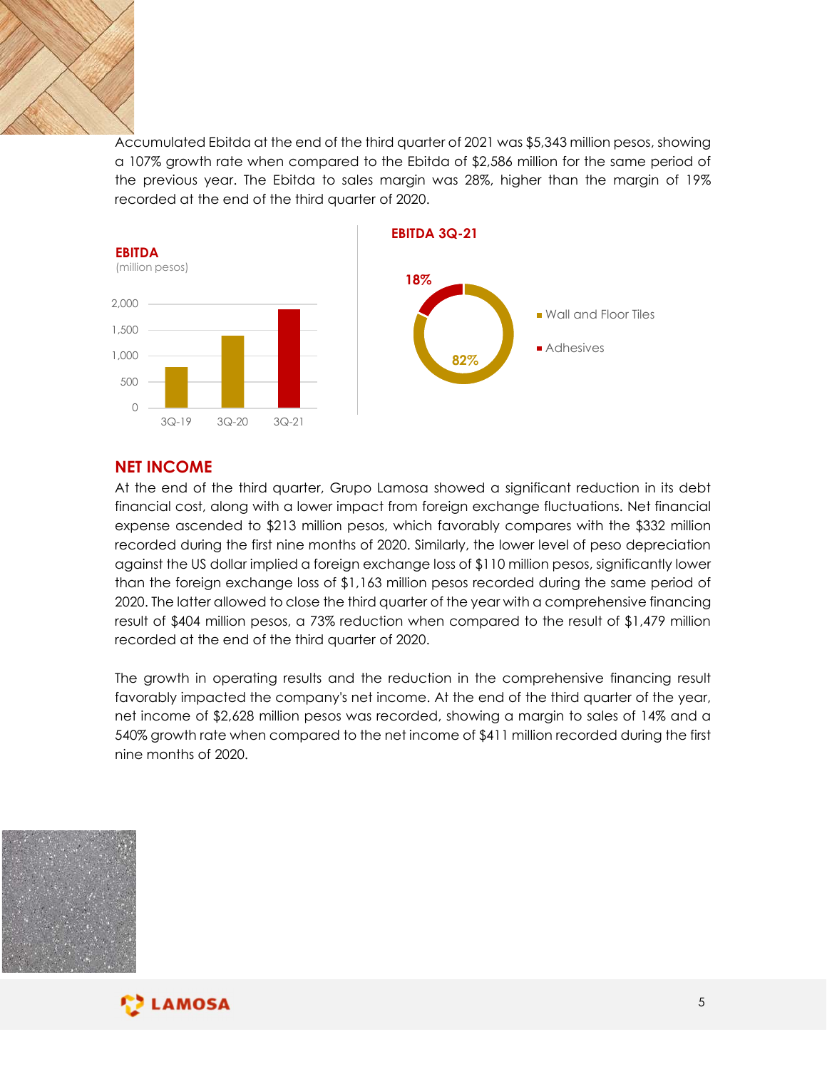Accumulated Ebitda at the end of the third quarter of 2021 was $5,343 million pesos, showing a 107% growth rate when compared to the Ebitda of $2,586 million for the same period of the previous year. The Ebitda to sales margin was 28%, higher than the margin of 19% recorded at the end of the third quarter of 2020.

**EBITDA**
(million pesos)

**EBITDA 3Q-21**

- Wall and Floor Tiles: 82%
- Adhesives: 18%

## NET INCOME

At the end of the third quarter, Grupo Lamosa showed a significant reduction in its debt financial cost, along with a lower impact from foreign exchange fluctuations. Net financial expense ascended to $213 million pesos, which favorably compares with the $332 million recorded during the first nine months of 2020. Similarly, the lower level of peso depreciation against the US dollar implied a foreign exchange loss of $110 million pesos, significantly lower than the foreign exchange loss of $1,163 million pesos recorded during the same period of 2020. The latter allowed to close the third quarter of the year with a comprehensive financing result of $404 million pesos, a 73% reduction when compared to the result of $1,479 million recorded at the end of the third quarter of 2020.

The growth in operating results and the reduction in the comprehensive financing result favorably impacted the company's net income. At the end of the third quarter of the year, net income of $2,628 million pesos was recorded, showing a margin to sales of 14% and a 540% growth rate when compared to the net income of $411 million recorded during the first nine months of 2020.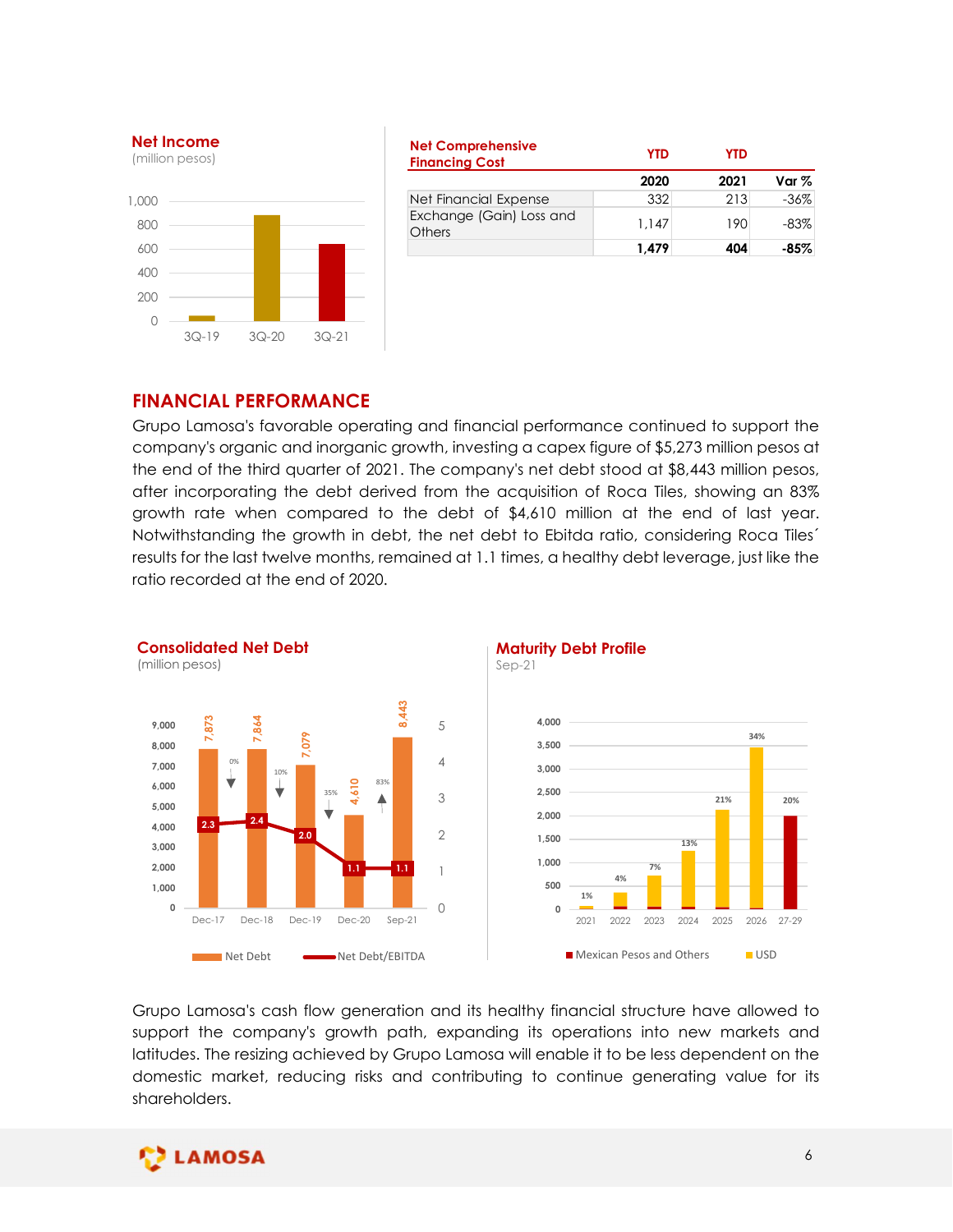**Net Income**
(million pesos)

| Net Comprehensive Financing Cost | YTD 2020 | YTD 2021 | Var % |
|---|---|---|---|
| Net Financial Expense | 332 | 213 | -36% |
| Exchange (Gain) Loss and Others | 1,147 | 190 | -83% |
| | **1,479** | **404** | **-85%** |

## FINANCIAL PERFORMANCE

Grupo Lamosa's favorable operating and financial performance continued to support the company's organic and inorganic growth, investing a capex figure of $5,273 million pesos at the end of the third quarter of 2021. The company's net debt stood at $8,443 million pesos, after incorporating the debt derived from the acquisition of Roca Tiles, showing an 83% growth rate when compared to the debt of $4,610 million at the end of last year. Notwithstanding the growth in debt, the net debt to Ebitda ratio, considering Roca Tiles´ results for the last twelve months, remained at 1.1 times, a healthy debt leverage, just like the ratio recorded at the end of 2020.

**Consolidated Net Debt**
(million pesos)

**Maturity Debt Profile**
Sep-21

Grupo Lamosa's cash flow generation and its healthy financial structure have allowed to support the company's growth path, expanding its operations into new markets and latitudes. The resizing achieved by Grupo Lamosa will enable it to be less dependent on the domestic market, reducing risks and contributing to continue generating value for its shareholders.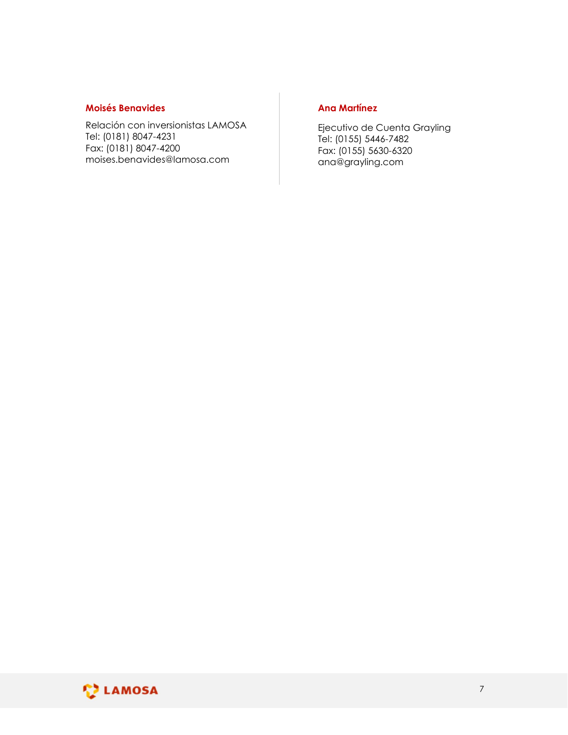**Moisés Benavides**

Relación con inversionistas LAMOSA
Tel: (0181) 8047-4231
Fax: (0181) 8047-4200
moises.benavides@lamosa.com

**Ana Martínez**

Ejecutivo de Cuenta Grayling
Tel: (0155) 5446-7482
Fax: (0155) 5630-6320
ana@grayling.com